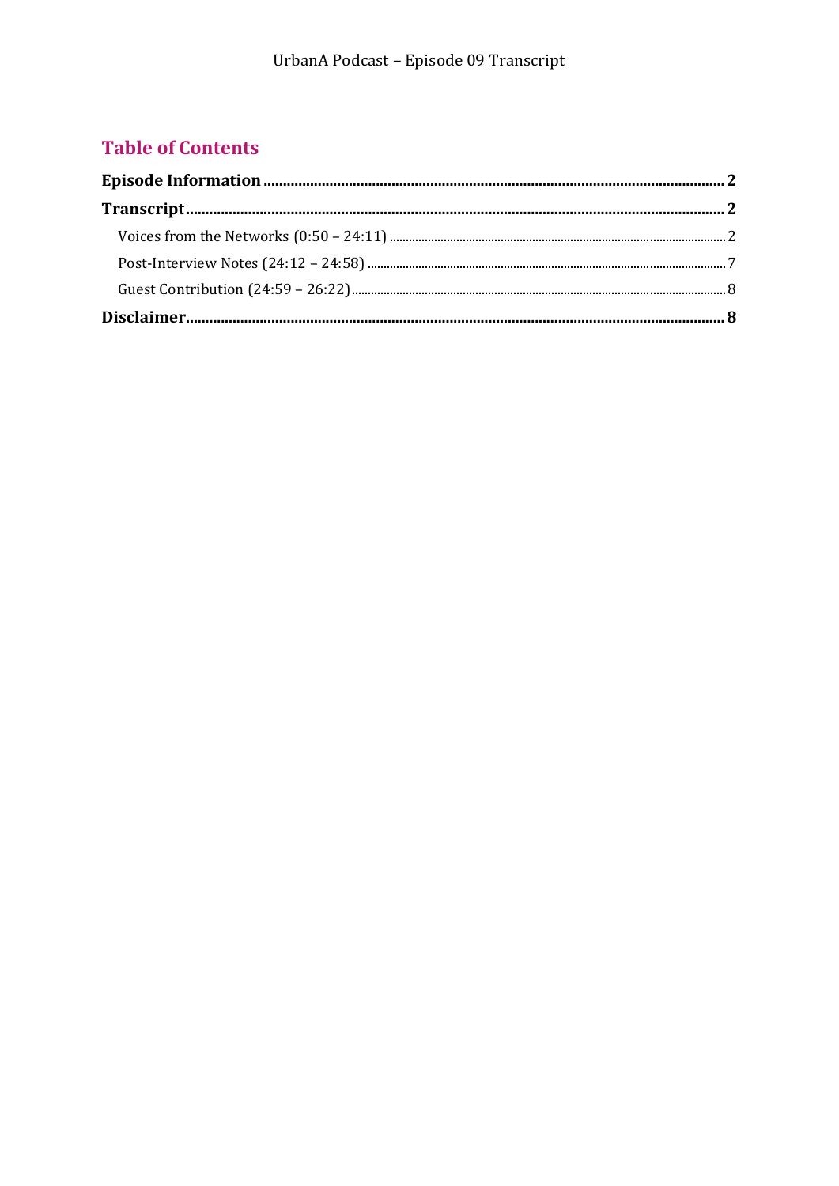## Table of Contents

**Episode Information** ........ **2**

**Transcript** ........ **2**

- Voices from the Networks (0:50 – 24:11) ........ 2
- Post-Interview Notes (24:12 – 24:58) ........ 7
- Guest Contribution (24:59 – 26:22) ........ 8

**Disclaimer** ........ **8**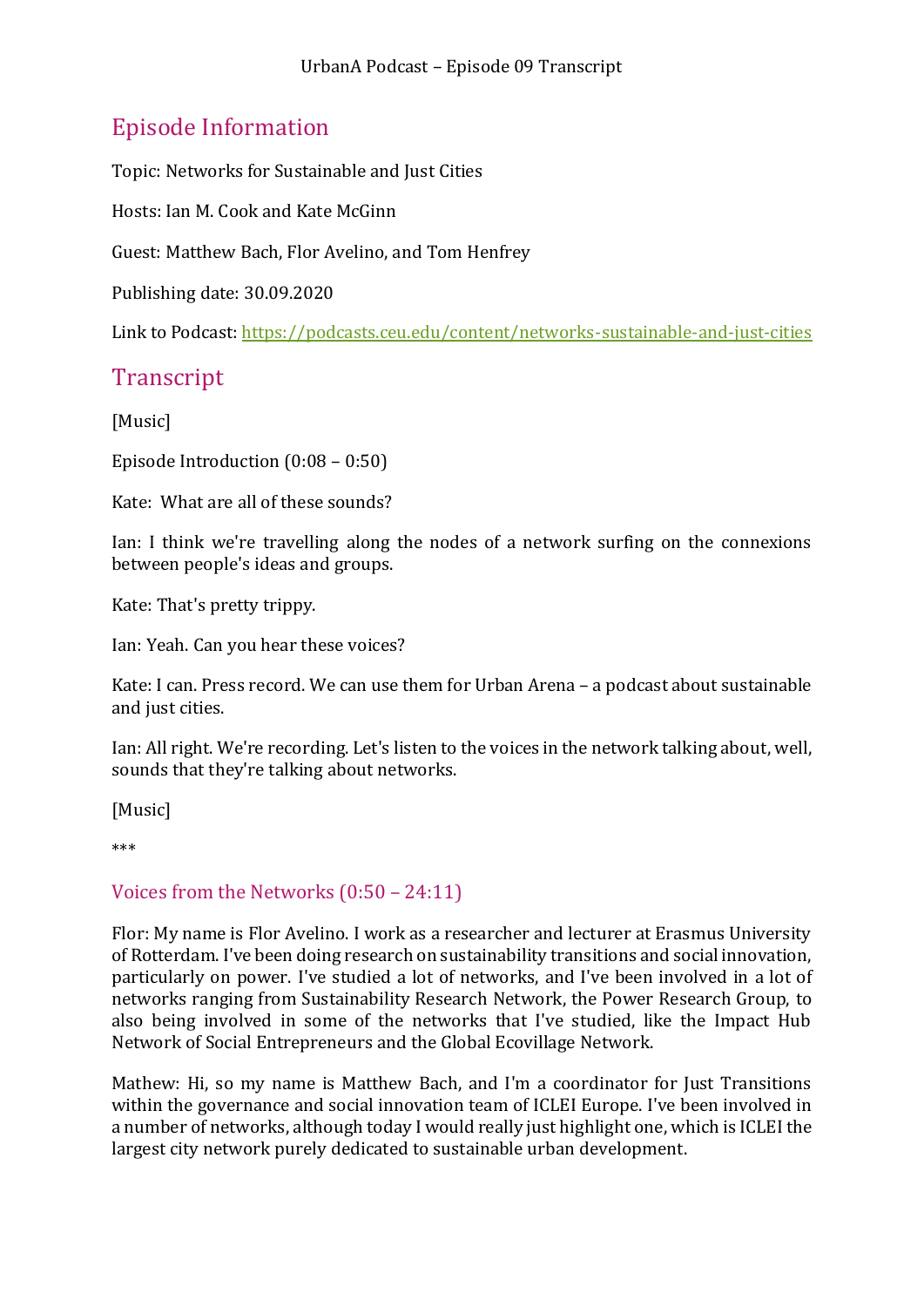## Episode Information

Topic: Networks for Sustainable and Just Cities

Hosts: Ian M. Cook and Kate McGinn

Guest: Matthew Bach, Flor Avelino, and Tom Henfrey

Publishing date: 30.09.2020

Link to Podcast: https://podcasts.ceu.edu/content/networks-sustainable-and-just-cities

## Transcript

[Music]

Episode Introduction (0:08 – 0:50)

Kate: What are all of these sounds?

Ian: I think we're travelling along the nodes of a network surfing on the connexions between people's ideas and groups.

Kate: That's pretty trippy.

Ian: Yeah. Can you hear these voices?

Kate: I can. Press record. We can use them for Urban Arena – a podcast about sustainable and just cities.

Ian: All right. We're recording. Let's listen to the voices in the network talking about, well, sounds that they're talking about networks.

[Music]

***

### Voices from the Networks (0:50 – 24:11)

Flor: My name is Flor Avelino. I work as a researcher and lecturer at Erasmus University of Rotterdam. I've been doing research on sustainability transitions and social innovation, particularly on power. I've studied a lot of networks, and I've been involved in a lot of networks ranging from Sustainability Research Network, the Power Research Group, to also being involved in some of the networks that I've studied, like the Impact Hub Network of Social Entrepreneurs and the Global Ecovillage Network.

Mathew: Hi, so my name is Matthew Bach, and I'm a coordinator for Just Transitions within the governance and social innovation team of ICLEI Europe. I've been involved in a number of networks, although today I would really just highlight one, which is ICLEI the largest city network purely dedicated to sustainable urban development.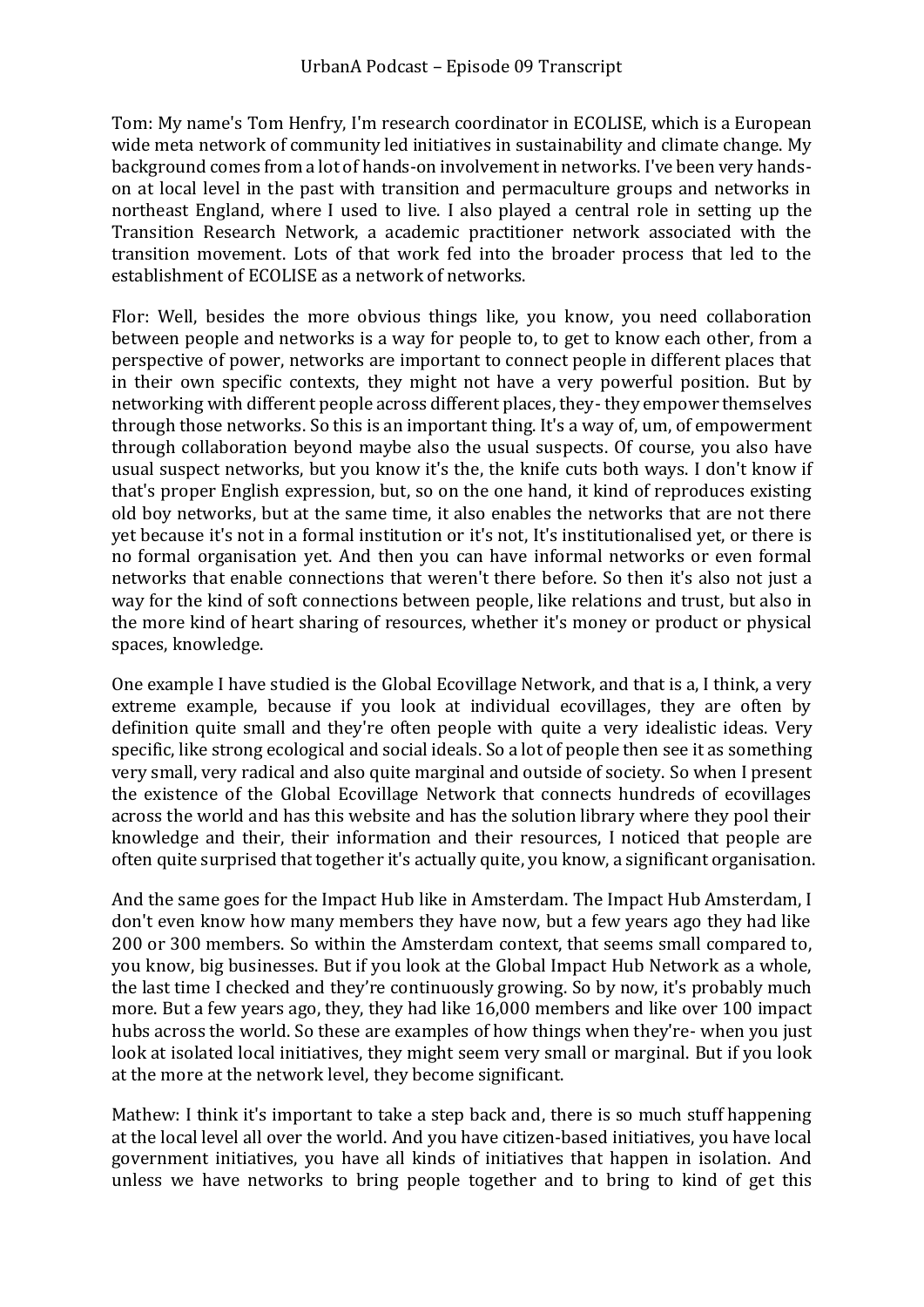Tom: My name's Tom Henfry, I'm research coordinator in ECOLISE, which is a European wide meta network of community led initiatives in sustainability and climate change. My background comes from a lot of hands-on involvement in networks. I've been very hands-on at local level in the past with transition and permaculture groups and networks in northeast England, where I used to live. I also played a central role in setting up the Transition Research Network, a academic practitioner network associated with the transition movement. Lots of that work fed into the broader process that led to the establishment of ECOLISE as a network of networks.

Flor: Well, besides the more obvious things like, you know, you need collaboration between people and networks is a way for people to, to get to know each other, from a perspective of power, networks are important to connect people in different places that in their own specific contexts, they might not have a very powerful position. But by networking with different people across different places, they- they empower themselves through those networks. So this is an important thing. It's a way of, um, of empowerment through collaboration beyond maybe also the usual suspects. Of course, you also have usual suspect networks, but you know it's the, the knife cuts both ways. I don't know if that's proper English expression, but, so on the one hand, it kind of reproduces existing old boy networks, but at the same time, it also enables the networks that are not there yet because it's not in a formal institution or it's not, It's institutionalised yet, or there is no formal organisation yet. And then you can have informal networks or even formal networks that enable connections that weren't there before. So then it's also not just a way for the kind of soft connections between people, like relations and trust, but also in the more kind of heart sharing of resources, whether it's money or product or physical spaces, knowledge.

One example I have studied is the Global Ecovillage Network, and that is a, I think, a very extreme example, because if you look at individual ecovillages, they are often by definition quite small and they're often people with quite a very idealistic ideas. Very specific, like strong ecological and social ideals. So a lot of people then see it as something very small, very radical and also quite marginal and outside of society. So when I present the existence of the Global Ecovillage Network that connects hundreds of ecovillages across the world and has this website and has the solution library where they pool their knowledge and their, their information and their resources, I noticed that people are often quite surprised that together it's actually quite, you know, a significant organisation.

And the same goes for the Impact Hub like in Amsterdam. The Impact Hub Amsterdam, I don't even know how many members they have now, but a few years ago they had like 200 or 300 members. So within the Amsterdam context, that seems small compared to, you know, big businesses. But if you look at the Global Impact Hub Network as a whole, the last time I checked and they're continuously growing. So by now, it's probably much more. But a few years ago, they, they had like 16,000 members and like over 100 impact hubs across the world. So these are examples of how things when they're- when you just look at isolated local initiatives, they might seem very small or marginal. But if you look at the more at the network level, they become significant.

Mathew: I think it's important to take a step back and, there is so much stuff happening at the local level all over the world. And you have citizen-based initiatives, you have local government initiatives, you have all kinds of initiatives that happen in isolation. And unless we have networks to bring people together and to bring to kind of get this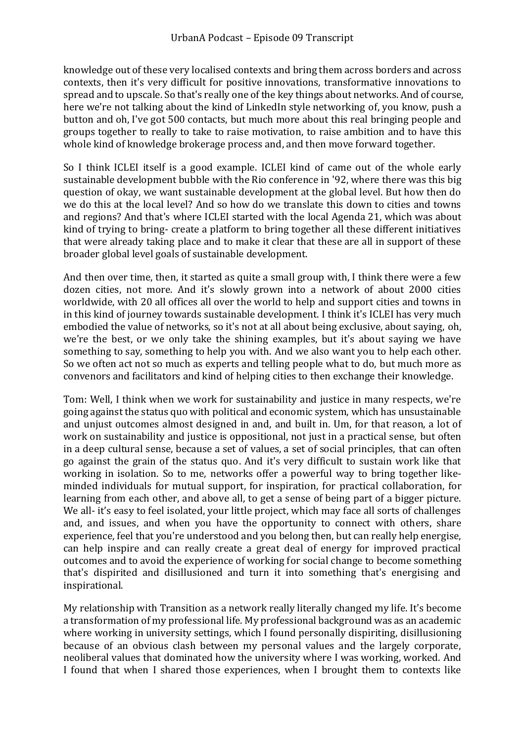knowledge out of these very localised contexts and bring them across borders and across contexts, then it's very difficult for positive innovations, transformative innovations to spread and to upscale. So that's really one of the key things about networks. And of course, here we're not talking about the kind of LinkedIn style networking of, you know, push a button and oh, I've got 500 contacts, but much more about this real bringing people and groups together to really to take to raise motivation, to raise ambition and to have this whole kind of knowledge brokerage process and, and then move forward together.

So I think ICLEI itself is a good example. ICLEI kind of came out of the whole early sustainable development bubble with the Rio conference in '92, where there was this big question of okay, we want sustainable development at the global level. But how then do we do this at the local level? And so how do we translate this down to cities and towns and regions? And that's where ICLEI started with the local Agenda 21, which was about kind of trying to bring- create a platform to bring together all these different initiatives that were already taking place and to make it clear that these are all in support of these broader global level goals of sustainable development.

And then over time, then, it started as quite a small group with, I think there were a few dozen cities, not more. And it's slowly grown into a network of about 2000 cities worldwide, with 20 all offices all over the world to help and support cities and towns in in this kind of journey towards sustainable development. I think it's ICLEI has very much embodied the value of networks, so it's not at all about being exclusive, about saying, oh, we're the best, or we only take the shining examples, but it's about saying we have something to say, something to help you with. And we also want you to help each other. So we often act not so much as experts and telling people what to do, but much more as convenors and facilitators and kind of helping cities to then exchange their knowledge.

Tom: Well, I think when we work for sustainability and justice in many respects, we're going against the status quo with political and economic system, which has unsustainable and unjust outcomes almost designed in and, and built in. Um, for that reason, a lot of work on sustainability and justice is oppositional, not just in a practical sense, but often in a deep cultural sense, because a set of values, a set of social principles, that can often go against the grain of the status quo. And it's very difficult to sustain work like that working in isolation. So to me, networks offer a powerful way to bring together like-minded individuals for mutual support, for inspiration, for practical collaboration, for learning from each other, and above all, to get a sense of being part of a bigger picture. We all- it's easy to feel isolated, your little project, which may face all sorts of challenges and, and issues, and when you have the opportunity to connect with others, share experience, feel that you're understood and you belong then, but can really help energise, can help inspire and can really create a great deal of energy for improved practical outcomes and to avoid the experience of working for social change to become something that's dispirited and disillusioned and turn it into something that's energising and inspirational.

My relationship with Transition as a network really literally changed my life. It's become a transformation of my professional life. My professional background was as an academic where working in university settings, which I found personally dispiriting, disillusioning because of an obvious clash between my personal values and the largely corporate, neoliberal values that dominated how the university where I was working, worked. And I found that when I shared those experiences, when I brought them to contexts like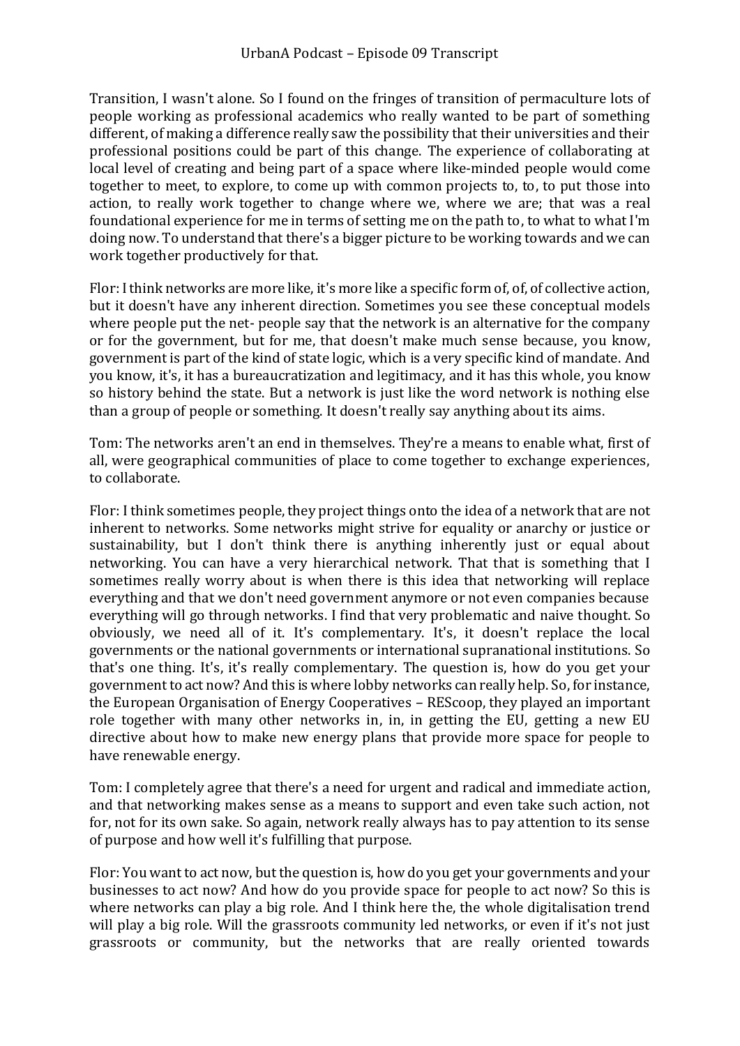Transition, I wasn't alone. So I found on the fringes of transition of permaculture lots of people working as professional academics who really wanted to be part of something different, of making a difference really saw the possibility that their universities and their professional positions could be part of this change. The experience of collaborating at local level of creating and being part of a space where like-minded people would come together to meet, to explore, to come up with common projects to, to, to put those into action, to really work together to change where we, where we are; that was a real foundational experience for me in terms of setting me on the path to, to what to what I'm doing now. To understand that there's a bigger picture to be working towards and we can work together productively for that.

Flor: I think networks are more like, it's more like a specific form of, of, of collective action, but it doesn't have any inherent direction. Sometimes you see these conceptual models where people put the net- people say that the network is an alternative for the company or for the government, but for me, that doesn't make much sense because, you know, government is part of the kind of state logic, which is a very specific kind of mandate. And you know, it's, it has a bureaucratization and legitimacy, and it has this whole, you know so history behind the state. But a network is just like the word network is nothing else than a group of people or something. It doesn't really say anything about its aims.

Tom: The networks aren't an end in themselves. They're a means to enable what, first of all, were geographical communities of place to come together to exchange experiences, to collaborate.

Flor: I think sometimes people, they project things onto the idea of a network that are not inherent to networks. Some networks might strive for equality or anarchy or justice or sustainability, but I don't think there is anything inherently just or equal about networking. You can have a very hierarchical network. That that is something that I sometimes really worry about is when there is this idea that networking will replace everything and that we don't need government anymore or not even companies because everything will go through networks. I find that very problematic and naive thought. So obviously, we need all of it. It's complementary. It's, it doesn't replace the local governments or the national governments or international supranational institutions. So that's one thing. It's, it's really complementary. The question is, how do you get your government to act now? And this is where lobby networks can really help. So, for instance, the European Organisation of Energy Cooperatives – REScoop, they played an important role together with many other networks in, in, in getting the EU, getting a new EU directive about how to make new energy plans that provide more space for people to have renewable energy.

Tom: I completely agree that there's a need for urgent and radical and immediate action, and that networking makes sense as a means to support and even take such action, not for, not for its own sake. So again, network really always has to pay attention to its sense of purpose and how well it's fulfilling that purpose.

Flor: You want to act now, but the question is, how do you get your governments and your businesses to act now? And how do you provide space for people to act now? So this is where networks can play a big role. And I think here the, the whole digitalisation trend will play a big role. Will the grassroots community led networks, or even if it's not just grassroots or community, but the networks that are really oriented towards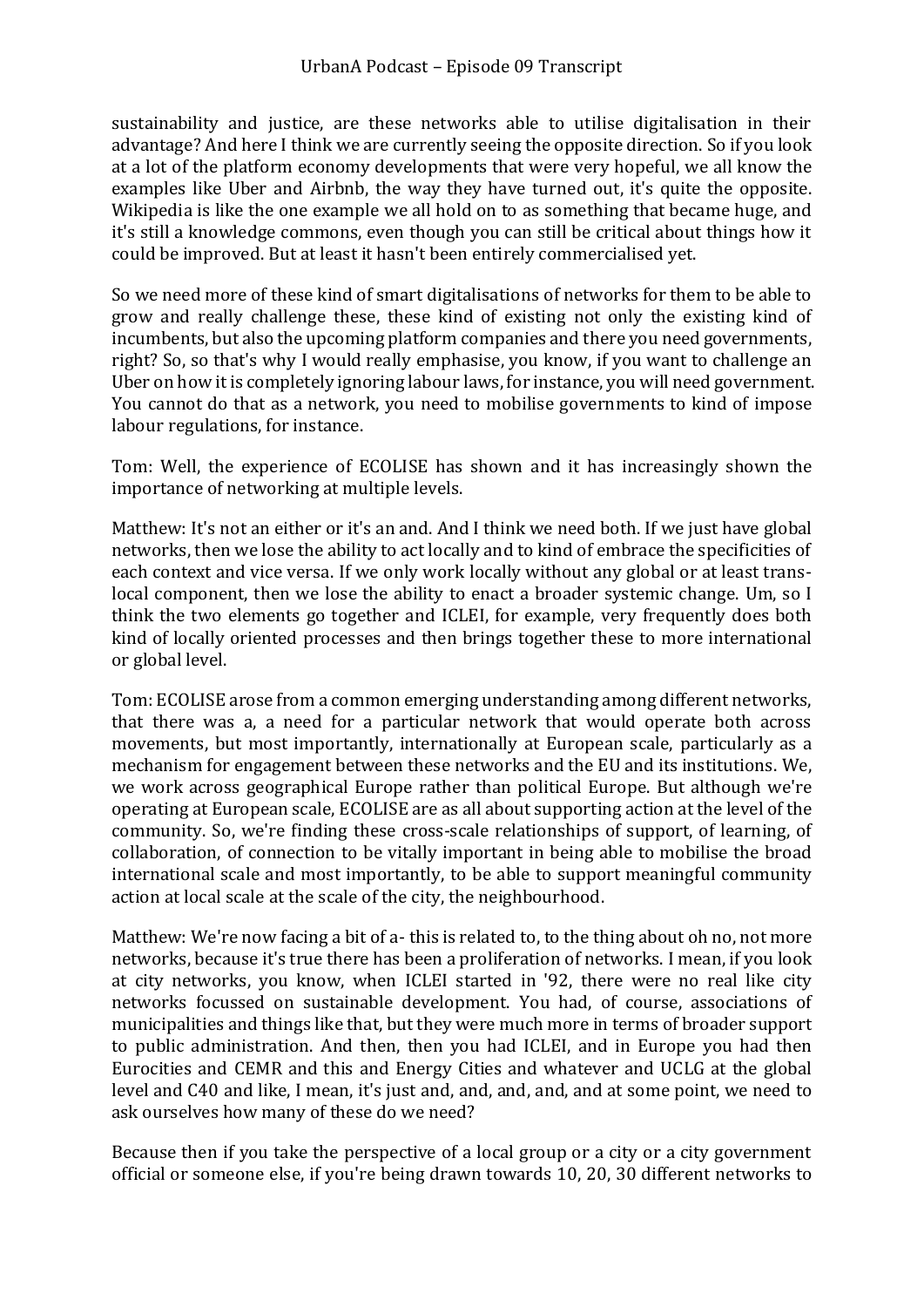sustainability and justice, are these networks able to utilise digitalisation in their advantage? And here I think we are currently seeing the opposite direction. So if you look at a lot of the platform economy developments that were very hopeful, we all know the examples like Uber and Airbnb, the way they have turned out, it's quite the opposite. Wikipedia is like the one example we all hold on to as something that became huge, and it's still a knowledge commons, even though you can still be critical about things how it could be improved. But at least it hasn't been entirely commercialised yet.

So we need more of these kind of smart digitalisations of networks for them to be able to grow and really challenge these, these kind of existing not only the existing kind of incumbents, but also the upcoming platform companies and there you need governments, right? So, so that's why I would really emphasise, you know, if you want to challenge an Uber on how it is completely ignoring labour laws, for instance, you will need government. You cannot do that as a network, you need to mobilise governments to kind of impose labour regulations, for instance.

Tom: Well, the experience of ECOLISE has shown and it has increasingly shown the importance of networking at multiple levels.

Matthew: It's not an either or it's an and. And I think we need both. If we just have global networks, then we lose the ability to act locally and to kind of embrace the specificities of each context and vice versa. If we only work locally without any global or at least trans-local component, then we lose the ability to enact a broader systemic change. Um, so I think the two elements go together and ICLEI, for example, very frequently does both kind of locally oriented processes and then brings together these to more international or global level.

Tom: ECOLISE arose from a common emerging understanding among different networks, that there was a, a need for a particular network that would operate both across movements, but most importantly, internationally at European scale, particularly as a mechanism for engagement between these networks and the EU and its institutions. We, we work across geographical Europe rather than political Europe. But although we're operating at European scale, ECOLISE are as all about supporting action at the level of the community. So, we're finding these cross-scale relationships of support, of learning, of collaboration, of connection to be vitally important in being able to mobilise the broad international scale and most importantly, to be able to support meaningful community action at local scale at the scale of the city, the neighbourhood.

Matthew: We're now facing a bit of a- this is related to, to the thing about oh no, not more networks, because it's true there has been a proliferation of networks. I mean, if you look at city networks, you know, when ICLEI started in '92, there were no real like city networks focussed on sustainable development. You had, of course, associations of municipalities and things like that, but they were much more in terms of broader support to public administration. And then, then you had ICLEI, and in Europe you had then Eurocities and CEMR and this and Energy Cities and whatever and UCLG at the global level and C40 and like, I mean, it's just and, and, and, and, and at some point, we need to ask ourselves how many of these do we need?

Because then if you take the perspective of a local group or a city or a city government official or someone else, if you're being drawn towards 10, 20, 30 different networks to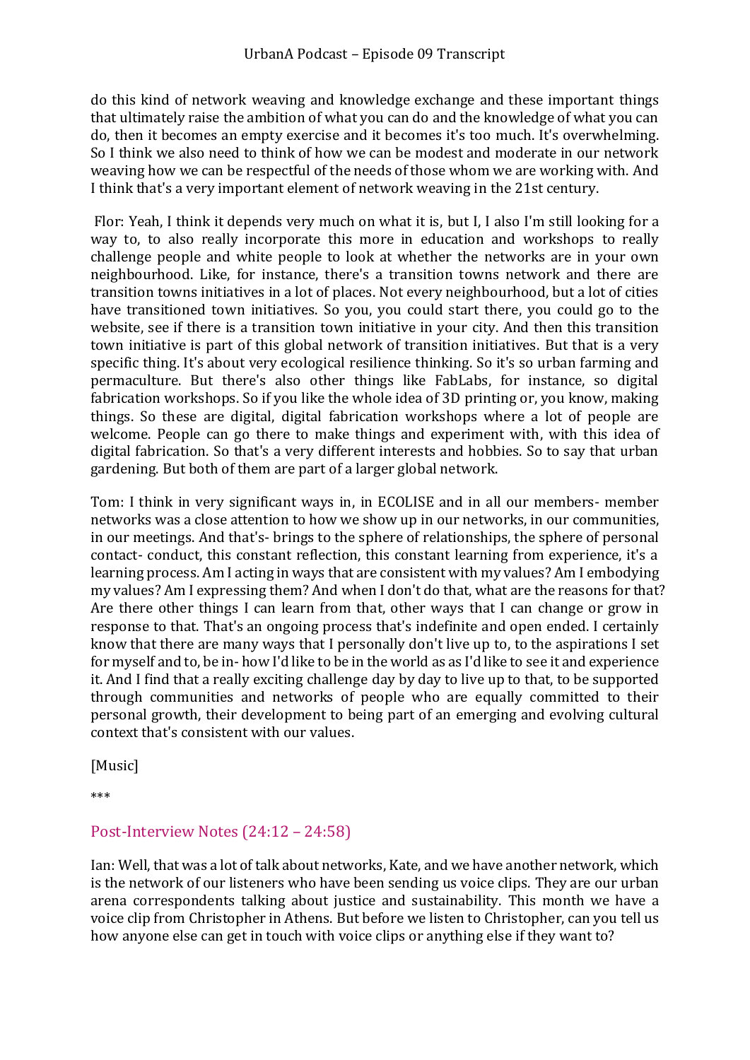do this kind of network weaving and knowledge exchange and these important things that ultimately raise the ambition of what you can do and the knowledge of what you can do, then it becomes an empty exercise and it becomes it's too much. It's overwhelming. So I think we also need to think of how we can be modest and moderate in our network weaving how we can be respectful of the needs of those whom we are working with. And I think that's a very important element of network weaving in the 21st century.

Flor: Yeah, I think it depends very much on what it is, but I, I also I'm still looking for a way to, to also really incorporate this more in education and workshops to really challenge people and white people to look at whether the networks are in your own neighbourhood. Like, for instance, there's a transition towns network and there are transition towns initiatives in a lot of places. Not every neighbourhood, but a lot of cities have transitioned town initiatives. So you, you could start there, you could go to the website, see if there is a transition town initiative in your city. And then this transition town initiative is part of this global network of transition initiatives. But that is a very specific thing. It's about very ecological resilience thinking. So it's so urban farming and permaculture. But there's also other things like FabLabs, for instance, so digital fabrication workshops. So if you like the whole idea of 3D printing or, you know, making things. So these are digital, digital fabrication workshops where a lot of people are welcome. People can go there to make things and experiment with, with this idea of digital fabrication. So that's a very different interests and hobbies. So to say that urban gardening. But both of them are part of a larger global network.

Tom: I think in very significant ways in, in ECOLISE and in all our members- member networks was a close attention to how we show up in our networks, in our communities, in our meetings. And that's- brings to the sphere of relationships, the sphere of personal contact- conduct, this constant reflection, this constant learning from experience, it's a learning process. Am I acting in ways that are consistent with my values? Am I embodying my values? Am I expressing them? And when I don't do that, what are the reasons for that? Are there other things I can learn from that, other ways that I can change or grow in response to that. That's an ongoing process that's indefinite and open ended. I certainly know that there are many ways that I personally don't live up to, to the aspirations I set for myself and to, be in- how I'd like to be in the world as as I'd like to see it and experience it. And I find that a really exciting challenge day by day to live up to that, to be supported through communities and networks of people who are equally committed to their personal growth, their development to being part of an emerging and evolving cultural context that's consistent with our values.

[Music]

***

## Post-Interview Notes (24:12 – 24:58)

Ian: Well, that was a lot of talk about networks, Kate, and we have another network, which is the network of our listeners who have been sending us voice clips. They are our urban arena correspondents talking about justice and sustainability. This month we have a voice clip from Christopher in Athens. But before we listen to Christopher, can you tell us how anyone else can get in touch with voice clips or anything else if they want to?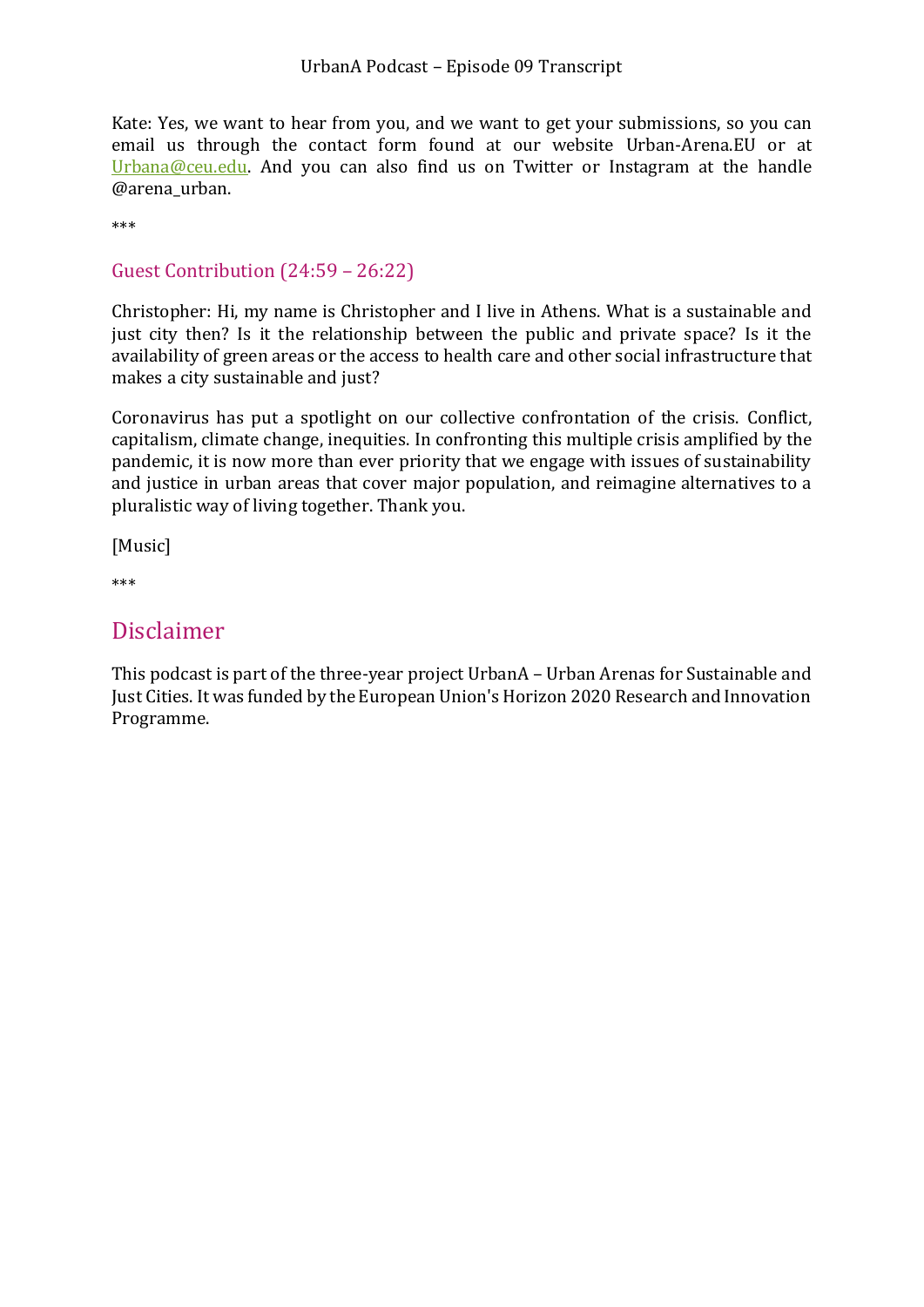Kate: Yes, we want to hear from you, and we want to get your submissions, so you can email us through the contact form found at our website Urban-Arena.EU or at Urbana@ceu.edu. And you can also find us on Twitter or Instagram at the handle @arena_urban.

***

### Guest Contribution (24:59 – 26:22)

Christopher: Hi, my name is Christopher and I live in Athens. What is a sustainable and just city then? Is it the relationship between the public and private space? Is it the availability of green areas or the access to health care and other social infrastructure that makes a city sustainable and just?

Coronavirus has put a spotlight on our collective confrontation of the crisis. Conflict, capitalism, climate change, inequities. In confronting this multiple crisis amplified by the pandemic, it is now more than ever priority that we engage with issues of sustainability and justice in urban areas that cover major population, and reimagine alternatives to a pluralistic way of living together. Thank you.

[Music]

***

## Disclaimer

This podcast is part of the three-year project UrbanA – Urban Arenas for Sustainable and Just Cities. It was funded by the European Union's Horizon 2020 Research and Innovation Programme.